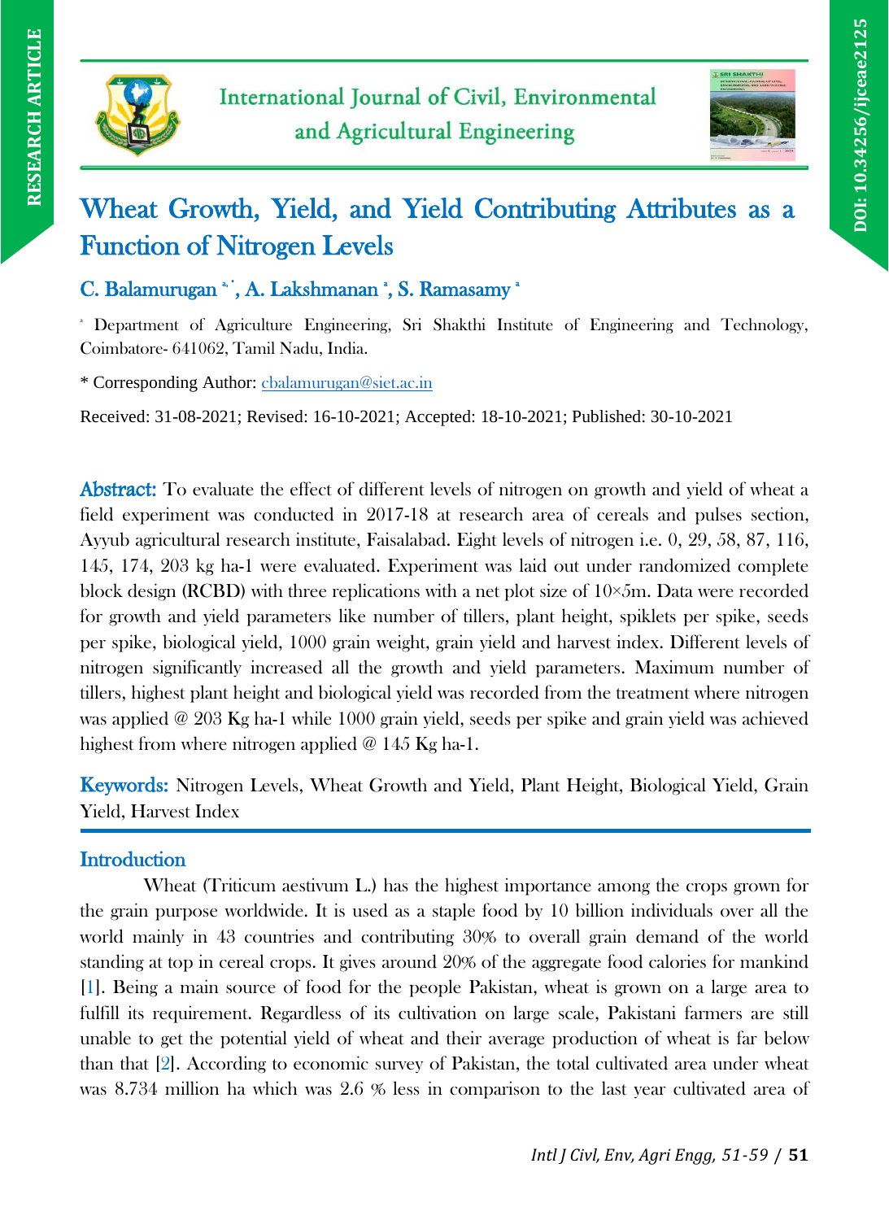RESEARCH ARTICLE

DOI: 10.34256/ijceae2125

International Journal of Civil, Environmental and Agricultural Engineering

# Wheat Growth, Yield, and Yield Contributing Attributes as a Function of Nitrogen Levels

**C. Balamurugan [a,*], A. Lakshmanan [a], S. Ramasamy [a]**

[a] Department of Agriculture Engineering, Sri Shakthi Institute of Engineering and Technology, Coimbatore- 641062, Tamil Nadu, India.

* Corresponding Author: cbalamurugan@siet.ac.in

Received: 31-08-2021; Revised: 16-10-2021; Accepted: 18-10-2021; Published: 30-10-2021

**Abstract:** To evaluate the effect of different levels of nitrogen on growth and yield of wheat a field experiment was conducted in 2017-18 at research area of cereals and pulses section, Ayyub agricultural research institute, Faisalabad. Eight levels of nitrogen i.e. 0, 29, 58, 87, 116, 145, 174, 203 kg ha-1 were evaluated. Experiment was laid out under randomized complete block design (RCBD) with three replications with a net plot size of 10×5m. Data were recorded for growth and yield parameters like number of tillers, plant height, spiklets per spike, seeds per spike, biological yield, 1000 grain weight, grain yield and harvest index. Different levels of nitrogen significantly increased all the growth and yield parameters. Maximum number of tillers, highest plant height and biological yield was recorded from the treatment where nitrogen was applied @ 203 Kg ha-1 while 1000 grain yield, seeds per spike and grain yield was achieved highest from where nitrogen applied @ 145 Kg ha-1.

**Keywords:** Nitrogen Levels, Wheat Growth and Yield, Plant Height, Biological Yield, Grain Yield, Harvest Index

## Introduction

Wheat (Triticum aestivum L.) has the highest importance among the crops grown for the grain purpose worldwide. It is used as a staple food by 10 billion individuals over all the world mainly in 43 countries and contributing 30% to overall grain demand of the world standing at top in cereal crops. It gives around 20% of the aggregate food calories for mankind [1]. Being a main source of food for the people Pakistan, wheat is grown on a large area to fulfill its requirement. Regardless of its cultivation on large scale, Pakistani farmers are still unable to get the potential yield of wheat and their average production of wheat is far below than that [2]. According to economic survey of Pakistan, the total cultivated area under wheat was 8.734 million ha which was 2.6 % less in comparison to the last year cultivated area of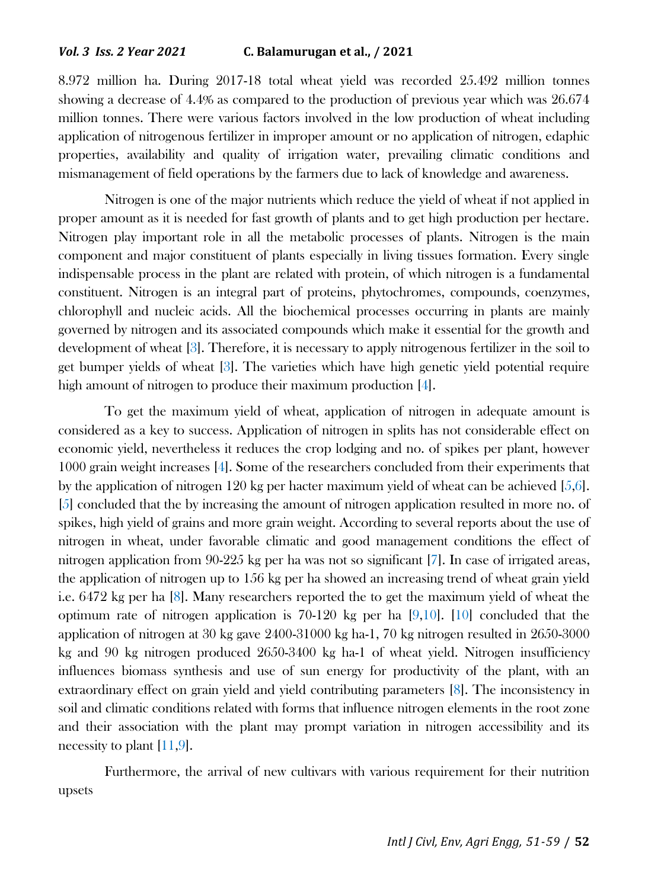8.972 million ha. During 2017-18 total wheat yield was recorded 25.492 million tonnes showing a decrease of 4.4% as compared to the production of previous year which was 26.674 million tonnes. There were various factors involved in the low production of wheat including application of nitrogenous fertilizer in improper amount or no application of nitrogen, edaphic properties, availability and quality of irrigation water, prevailing climatic conditions and mismanagement of field operations by the farmers due to lack of knowledge and awareness.

Nitrogen is one of the major nutrients which reduce the yield of wheat if not applied in proper amount as it is needed for fast growth of plants and to get high production per hectare. Nitrogen play important role in all the metabolic processes of plants. Nitrogen is the main component and major constituent of plants especially in living tissues formation. Every single indispensable process in the plant are related with protein, of which nitrogen is a fundamental constituent. Nitrogen is an integral part of proteins, phytochromes, compounds, coenzymes, chlorophyll and nucleic acids. All the biochemical processes occurring in plants are mainly governed by nitrogen and its associated compounds which make it essential for the growth and development of wheat [3]. Therefore, it is necessary to apply nitrogenous fertilizer in the soil to get bumper yields of wheat [3]. The varieties which have high genetic yield potential require high amount of nitrogen to produce their maximum production [4].

To get the maximum yield of wheat, application of nitrogen in adequate amount is considered as a key to success. Application of nitrogen in splits has not considerable effect on economic yield, nevertheless it reduces the crop lodging and no. of spikes per plant, however 1000 grain weight increases [4]. Some of the researchers concluded from their experiments that by the application of nitrogen 120 kg per hacter maximum yield of wheat can be achieved [5,6]. [5] concluded that the by increasing the amount of nitrogen application resulted in more no. of spikes, high yield of grains and more grain weight. According to several reports about the use of nitrogen in wheat, under favorable climatic and good management conditions the effect of nitrogen application from 90-225 kg per ha was not so significant [7]. In case of irrigated areas, the application of nitrogen up to 156 kg per ha showed an increasing trend of wheat grain yield i.e. 6472 kg per ha [8]. Many researchers reported the to get the maximum yield of wheat the optimum rate of nitrogen application is 70-120 kg per ha [9,10]. [10] concluded that the application of nitrogen at 30 kg gave 2400-31000 kg ha-1, 70 kg nitrogen resulted in 2650-3000 kg and 90 kg nitrogen produced 2650-3400 kg ha-1 of wheat yield. Nitrogen insufficiency influences biomass synthesis and use of sun energy for productivity of the plant, with an extraordinary effect on grain yield and yield contributing parameters [8]. The inconsistency in soil and climatic conditions related with forms that influence nitrogen elements in the root zone and their association with the plant may prompt variation in nitrogen accessibility and its necessity to plant [11,9].

Furthermore, the arrival of new cultivars with various requirement for their nutrition upsets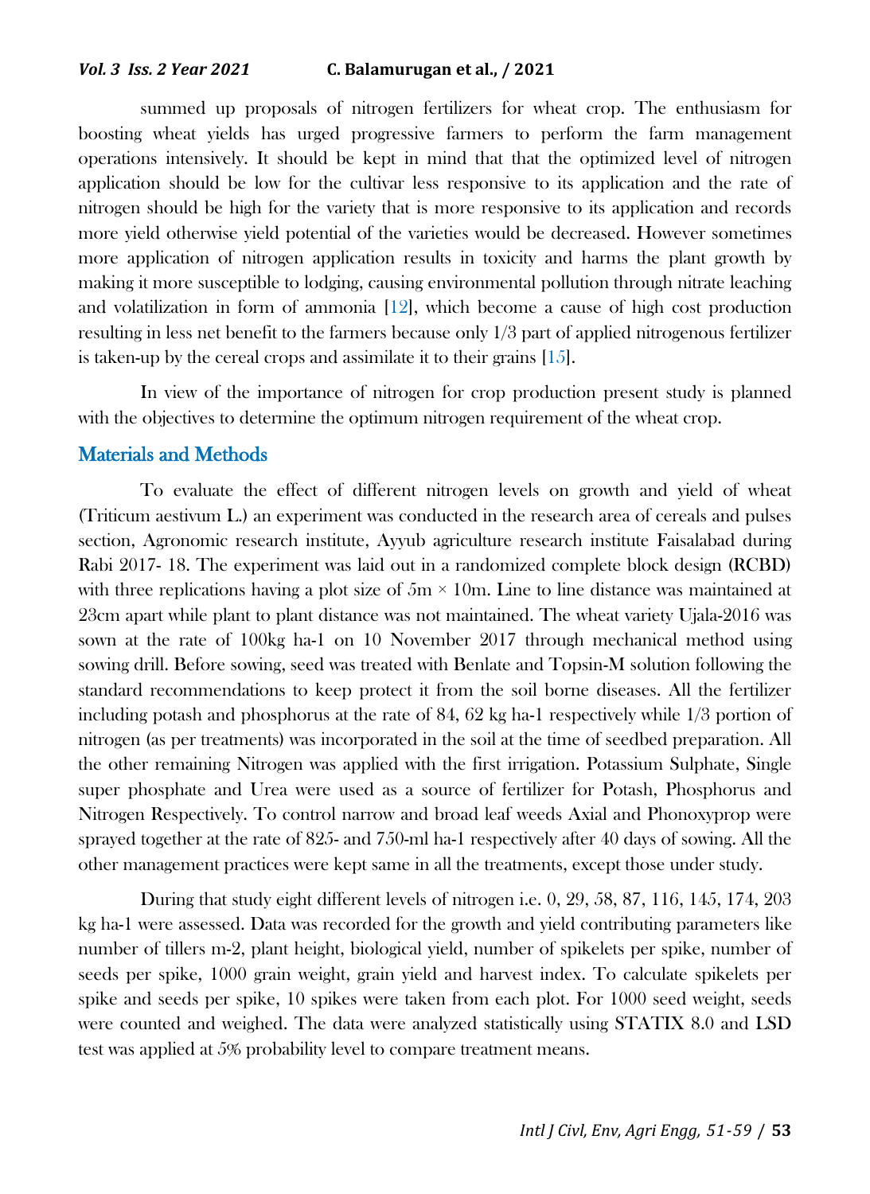summed up proposals of nitrogen fertilizers for wheat crop. The enthusiasm for boosting wheat yields has urged progressive farmers to perform the farm management operations intensively. It should be kept in mind that that the optimized level of nitrogen application should be low for the cultivar less responsive to its application and the rate of nitrogen should be high for the variety that is more responsive to its application and records more yield otherwise yield potential of the varieties would be decreased. However sometimes more application of nitrogen application results in toxicity and harms the plant growth by making it more susceptible to lodging, causing environmental pollution through nitrate leaching and volatilization in form of ammonia [12], which become a cause of high cost production resulting in less net benefit to the farmers because only 1/3 part of applied nitrogenous fertilizer is taken-up by the cereal crops and assimilate it to their grains [15].

In view of the importance of nitrogen for crop production present study is planned with the objectives to determine the optimum nitrogen requirement of the wheat crop.

## Materials and Methods

To evaluate the effect of different nitrogen levels on growth and yield of wheat (Triticum aestivum L.) an experiment was conducted in the research area of cereals and pulses section, Agronomic research institute, Ayyub agriculture research institute Faisalabad during Rabi 2017- 18. The experiment was laid out in a randomized complete block design (RCBD) with three replications having a plot size of 5m × 10m. Line to line distance was maintained at 23cm apart while plant to plant distance was not maintained. The wheat variety Ujala-2016 was sown at the rate of 100kg ha-1 on 10 November 2017 through mechanical method using sowing drill. Before sowing, seed was treated with Benlate and Topsin-M solution following the standard recommendations to keep protect it from the soil borne diseases. All the fertilizer including potash and phosphorus at the rate of 84, 62 kg ha-1 respectively while 1/3 portion of nitrogen (as per treatments) was incorporated in the soil at the time of seedbed preparation. All the other remaining Nitrogen was applied with the first irrigation. Potassium Sulphate, Single super phosphate and Urea were used as a source of fertilizer for Potash, Phosphorus and Nitrogen Respectively. To control narrow and broad leaf weeds Axial and Phonoxyprop were sprayed together at the rate of 825- and 750-ml ha-1 respectively after 40 days of sowing. All the other management practices were kept same in all the treatments, except those under study.

During that study eight different levels of nitrogen i.e. 0, 29, 58, 87, 116, 145, 174, 203 kg ha-1 were assessed. Data was recorded for the growth and yield contributing parameters like number of tillers m-2, plant height, biological yield, number of spikelets per spike, number of seeds per spike, 1000 grain weight, grain yield and harvest index. To calculate spikelets per spike and seeds per spike, 10 spikes were taken from each plot. For 1000 seed weight, seeds were counted and weighed. The data were analyzed statistically using STATIX 8.0 and LSD test was applied at 5% probability level to compare treatment means.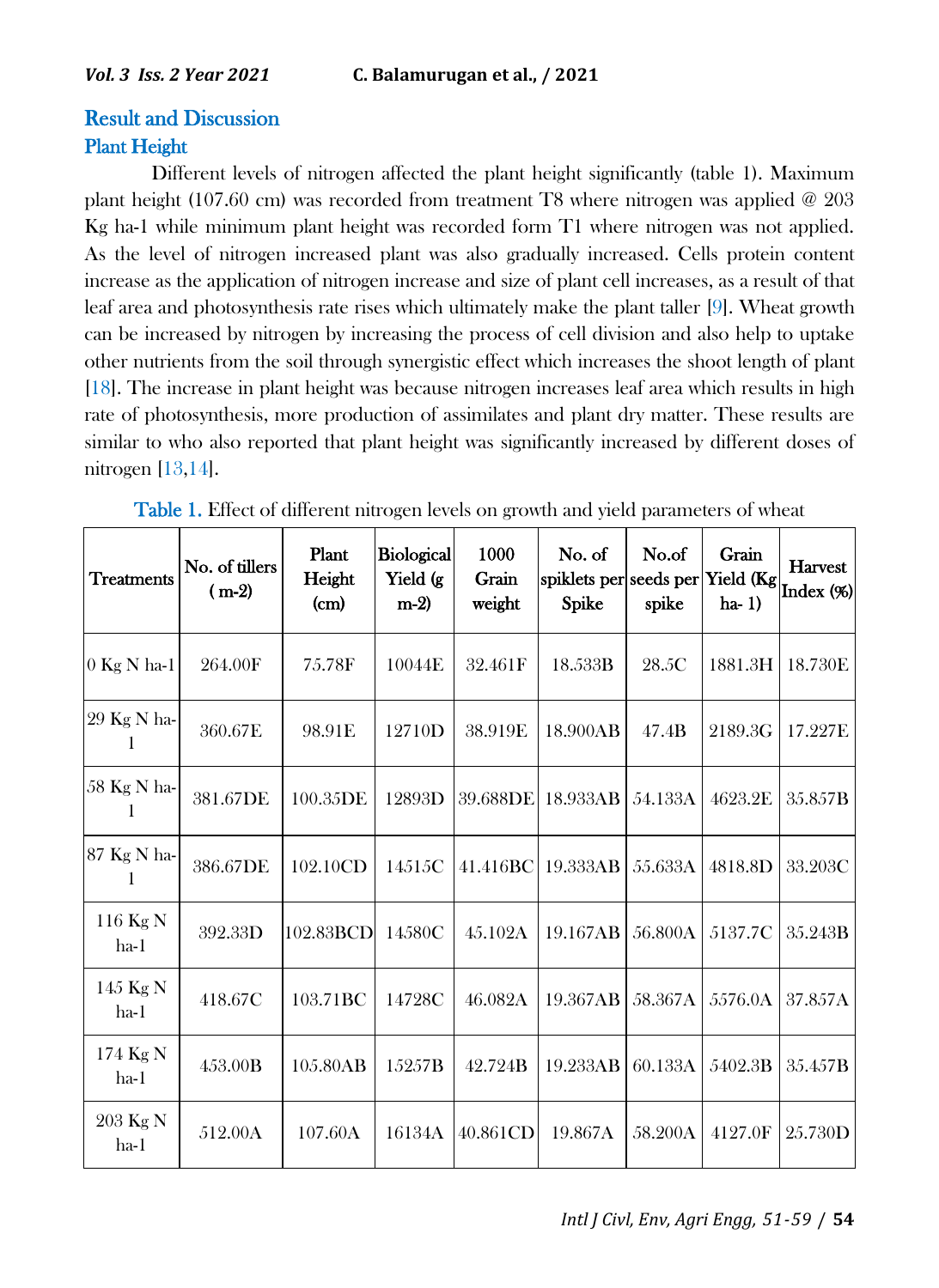## Result and Discussion

### Plant Height

Different levels of nitrogen affected the plant height significantly (table 1). Maximum plant height (107.60 cm) was recorded from treatment T8 where nitrogen was applied @ 203 Kg ha-1 while minimum plant height was recorded form T1 where nitrogen was not applied. As the level of nitrogen increased plant was also gradually increased. Cells protein content increase as the application of nitrogen increase and size of plant cell increases, as a result of that leaf area and photosynthesis rate rises which ultimately make the plant taller [9]. Wheat growth can be increased by nitrogen by increasing the process of cell division and also help to uptake other nutrients from the soil through synergistic effect which increases the shoot length of plant [18]. The increase in plant height was because nitrogen increases leaf area which results in high rate of photosynthesis, more production of assimilates and plant dry matter. These results are similar to who also reported that plant height was significantly increased by different doses of nitrogen [13,14].

**Table 1.** Effect of different nitrogen levels on growth and yield parameters of wheat

| Treatments | No. of tillers ( m-2) | Plant Height (cm) | Biological Yield (g m-2) | 1000 Grain weight | No. of spiklets per Spike | No.of seeds per spike | Grain Yield (Kg ha- 1) | Harvest Index (%) |
|---|---|---|---|---|---|---|---|---|
| 0 Kg N ha-1 | 264.00F | 75.78F | 10044E | 32.461F | 18.533B | 28.5C | 1881.3H | 18.730E |
| 29 Kg N ha-1 | 360.67E | 98.91E | 12710D | 38.919E | 18.900AB | 47.4B | 2189.3G | 17.227E |
| 58 Kg N ha-1 | 381.67DE | 100.35DE | 12893D | 39.688DE | 18.933AB | 54.133A | 4623.2E | 35.857B |
| 87 Kg N ha-1 | 386.67DE | 102.10CD | 14515C | 41.416BC | 19.333AB | 55.633A | 4818.8D | 33.203C |
| 116 Kg N ha-1 | 392.33D | 102.83BCD | 14580C | 45.102A | 19.167AB | 56.800A | 5137.7C | 35.243B |
| 145 Kg N ha-1 | 418.67C | 103.71BC | 14728C | 46.082A | 19.367AB | 58.367A | 5576.0A | 37.857A |
| 174 Kg N ha-1 | 453.00B | 105.80AB | 15257B | 42.724B | 19.233AB | 60.133A | 5402.3B | 35.457B |
| 203 Kg N ha-1 | 512.00A | 107.60A | 16134A | 40.861CD | 19.867A | 58.200A | 4127.0F | 25.730D |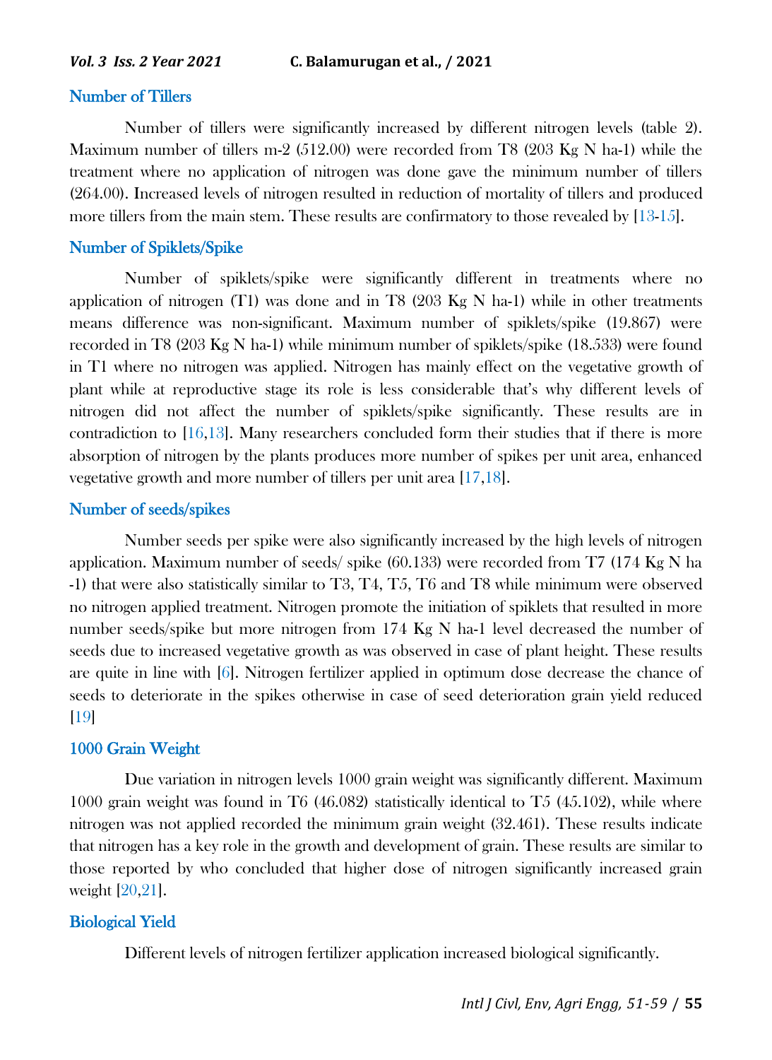## Number of Tillers

Number of tillers were significantly increased by different nitrogen levels (table 2). Maximum number of tillers m-2 (512.00) were recorded from T8 (203 Kg N ha-1) while the treatment where no application of nitrogen was done gave the minimum number of tillers (264.00). Increased levels of nitrogen resulted in reduction of mortality of tillers and produced more tillers from the main stem. These results are confirmatory to those revealed by [13-15].

## Number of Spiklets/Spike

Number of spiklets/spike were significantly different in treatments where no application of nitrogen (T1) was done and in T8 (203 Kg N ha-1) while in other treatments means difference was non-significant. Maximum number of spiklets/spike (19.867) were recorded in T8 (203 Kg N ha-1) while minimum number of spiklets/spike (18.533) were found in T1 where no nitrogen was applied. Nitrogen has mainly effect on the vegetative growth of plant while at reproductive stage its role is less considerable that's why different levels of nitrogen did not affect the number of spiklets/spike significantly. These results are in contradiction to [16,13]. Many researchers concluded form their studies that if there is more absorption of nitrogen by the plants produces more number of spikes per unit area, enhanced vegetative growth and more number of tillers per unit area [17,18].

## Number of seeds/spikes

Number seeds per spike were also significantly increased by the high levels of nitrogen application. Maximum number of seeds/ spike (60.133) were recorded from T7 (174 Kg N ha -1) that were also statistically similar to T3, T4, T5, T6 and T8 while minimum were observed no nitrogen applied treatment. Nitrogen promote the initiation of spiklets that resulted in more number seeds/spike but more nitrogen from 174 Kg N ha-1 level decreased the number of seeds due to increased vegetative growth as was observed in case of plant height. These results are quite in line with [6]. Nitrogen fertilizer applied in optimum dose decrease the chance of seeds to deteriorate in the spikes otherwise in case of seed deterioration grain yield reduced [19]

## 1000 Grain Weight

Due variation in nitrogen levels 1000 grain weight was significantly different. Maximum 1000 grain weight was found in T6 (46.082) statistically identical to T5 (45.102), while where nitrogen was not applied recorded the minimum grain weight (32.461). These results indicate that nitrogen has a key role in the growth and development of grain. These results are similar to those reported by who concluded that higher dose of nitrogen significantly increased grain weight [20,21].

## Biological Yield

Different levels of nitrogen fertilizer application increased biological significantly.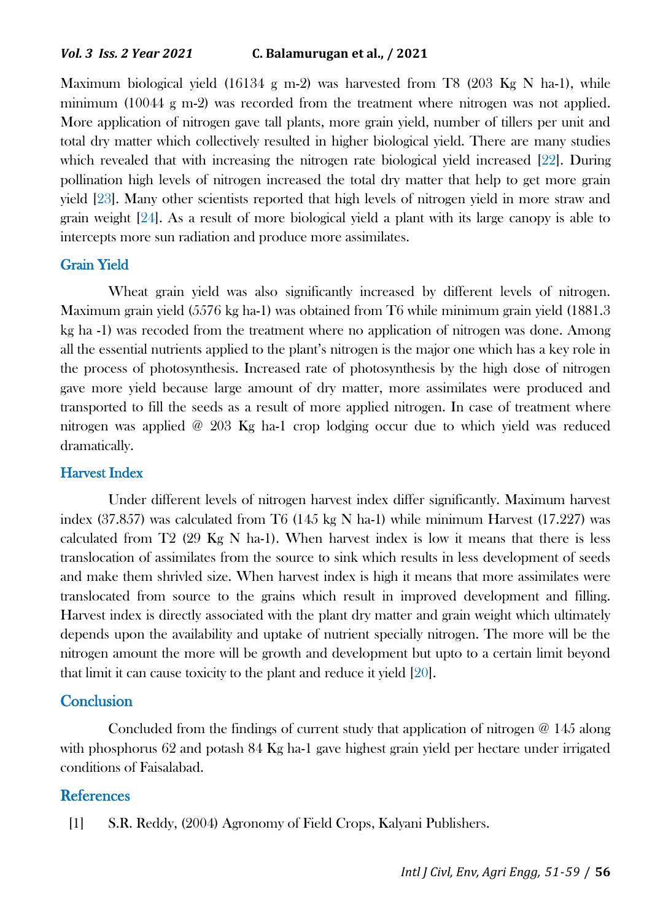Maximum biological yield (16134 g m-2) was harvested from T8 (203 Kg N ha-1), while minimum (10044 g m-2) was recorded from the treatment where nitrogen was not applied. More application of nitrogen gave tall plants, more grain yield, number of tillers per unit and total dry matter which collectively resulted in higher biological yield. There are many studies which revealed that with increasing the nitrogen rate biological yield increased [22]. During pollination high levels of nitrogen increased the total dry matter that help to get more grain yield [23]. Many other scientists reported that high levels of nitrogen yield in more straw and grain weight [24]. As a result of more biological yield a plant with its large canopy is able to intercepts more sun radiation and produce more assimilates.

## Grain Yield

Wheat grain yield was also significantly increased by different levels of nitrogen. Maximum grain yield (5576 kg ha-1) was obtained from T6 while minimum grain yield (1881.3 kg ha -1) was recoded from the treatment where no application of nitrogen was done. Among all the essential nutrients applied to the plant's nitrogen is the major one which has a key role in the process of photosynthesis. Increased rate of photosynthesis by the high dose of nitrogen gave more yield because large amount of dry matter, more assimilates were produced and transported to fill the seeds as a result of more applied nitrogen. In case of treatment where nitrogen was applied @ 203 Kg ha-1 crop lodging occur due to which yield was reduced dramatically.

## Harvest Index

Under different levels of nitrogen harvest index differ significantly. Maximum harvest index (37.857) was calculated from T6 (145 kg N ha-1) while minimum Harvest (17.227) was calculated from T2 (29 Kg N ha-1). When harvest index is low it means that there is less translocation of assimilates from the source to sink which results in less development of seeds and make them shrivled size. When harvest index is high it means that more assimilates were translocated from source to the grains which result in improved development and filling. Harvest index is directly associated with the plant dry matter and grain weight which ultimately depends upon the availability and uptake of nutrient specially nitrogen. The more will be the nitrogen amount the more will be growth and development but upto to a certain limit beyond that limit it can cause toxicity to the plant and reduce it yield [20].

## Conclusion

Concluded from the findings of current study that application of nitrogen @ 145 along with phosphorus 62 and potash 84 Kg ha-1 gave highest grain yield per hectare under irrigated conditions of Faisalabad.

## References

[1] S.R. Reddy, (2004) Agronomy of Field Crops, Kalyani Publishers.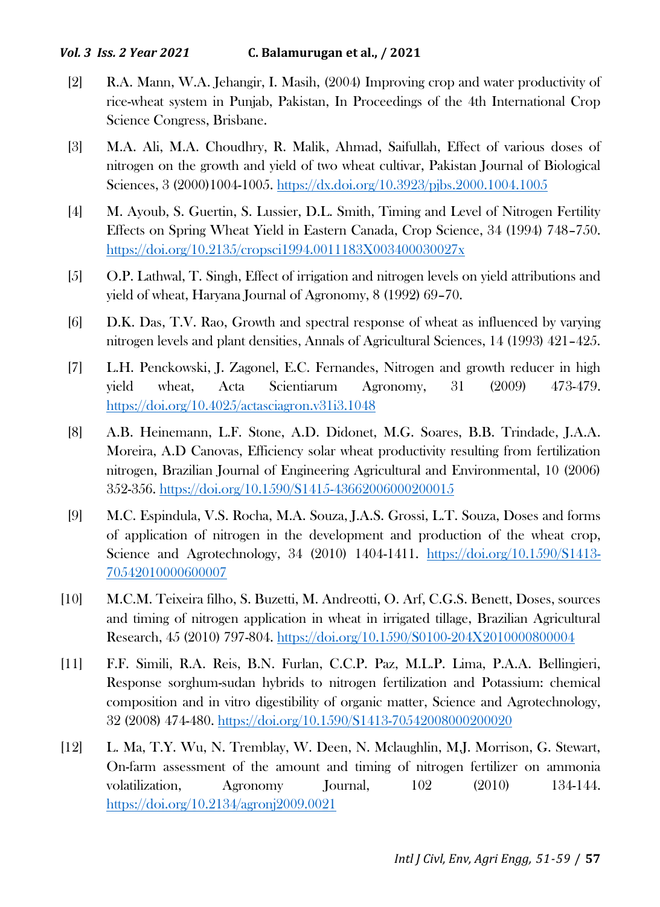[2] R.A. Mann, W.A. Jehangir, I. Masih, (2004) Improving crop and water productivity of rice-wheat system in Punjab, Pakistan, In Proceedings of the 4th International Crop Science Congress, Brisbane.

[3] M.A. Ali, M.A. Choudhry, R. Malik, Ahmad, Saifullah, Effect of various doses of nitrogen on the growth and yield of two wheat cultivar, Pakistan Journal of Biological Sciences, 3 (2000)1004-1005. https://dx.doi.org/10.3923/pjbs.2000.1004.1005

[4] M. Ayoub, S. Guertin, S. Lussier, D.L. Smith, Timing and Level of Nitrogen Fertility Effects on Spring Wheat Yield in Eastern Canada, Crop Science, 34 (1994) 748–750. https://doi.org/10.2135/cropsci1994.0011183X003400030027x

[5] O.P. Lathwal, T. Singh, Effect of irrigation and nitrogen levels on yield attributions and yield of wheat, Haryana Journal of Agronomy, 8 (1992) 69–70.

[6] D.K. Das, T.V. Rao, Growth and spectral response of wheat as influenced by varying nitrogen levels and plant densities, Annals of Agricultural Sciences, 14 (1993) 421–425.

[7] L.H. Penckowski, J. Zagonel, E.C. Fernandes, Nitrogen and growth reducer in high yield wheat, Acta Scientiarum Agronomy, 31 (2009) 473-479. https://doi.org/10.4025/actasciagron.v31i3.1048

[8] A.B. Heinemann, L.F. Stone, A.D. Didonet, M.G. Soares, B.B. Trindade, J.A.A. Moreira, A.D Canovas, Efficiency solar wheat productivity resulting from fertilization nitrogen, Brazilian Journal of Engineering Agricultural and Environmental, 10 (2006) 352-356. https://doi.org/10.1590/S1415-43662006000200015

[9] M.C. Espindula, V.S. Rocha, M.A. Souza, J.A.S. Grossi, L.T. Souza, Doses and forms of application of nitrogen in the development and production of the wheat crop, Science and Agrotechnology, 34 (2010) 1404-1411. https://doi.org/10.1590/S1413-70542010000600007

[10] M.C.M. Teixeira filho, S. Buzetti, M. Andreotti, O. Arf, C.G.S. Benett, Doses, sources and timing of nitrogen application in wheat in irrigated tillage, Brazilian Agricultural Research, 45 (2010) 797-804. https://doi.org/10.1590/S0100-204X2010000800004

[11] F.F. Simili, R.A. Reis, B.N. Furlan, C.C.P. Paz, M.L.P. Lima, P.A.A. Bellingieri, Response sorghum-sudan hybrids to nitrogen fertilization and Potassium: chemical composition and in vitro digestibility of organic matter, Science and Agrotechnology, 32 (2008) 474-480. https://doi.org/10.1590/S1413-70542008000200020

[12] L. Ma, T.Y. Wu, N. Tremblay, W. Deen, N. Mclaughlin, M.J. Morrison, G. Stewart, On-farm assessment of the amount and timing of nitrogen fertilizer on ammonia volatilization, Agronomy Journal, 102 (2010) 134-144. https://doi.org/10.2134/agronj2009.0021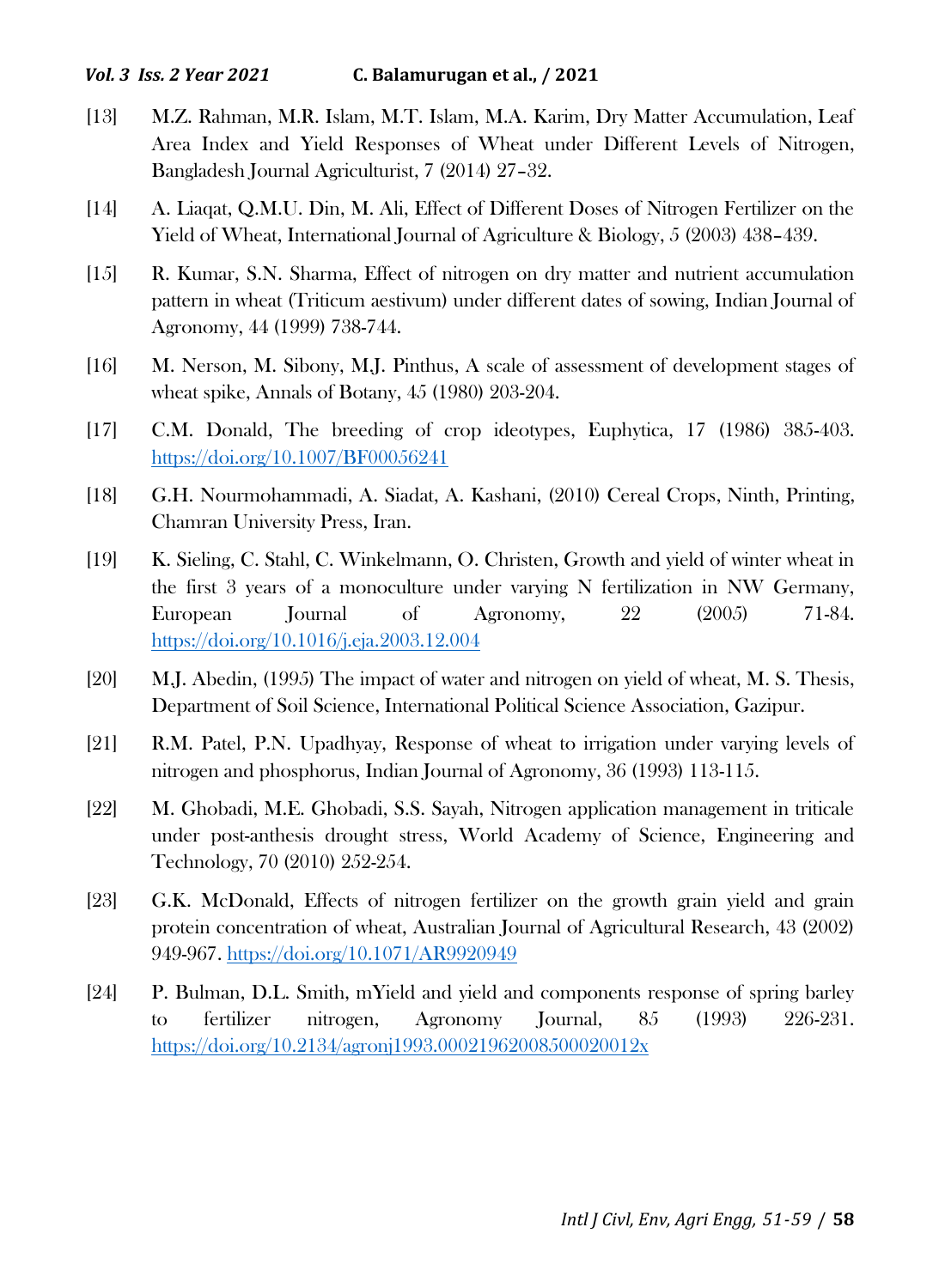[13] M.Z. Rahman, M.R. Islam, M.T. Islam, M.A. Karim, Dry Matter Accumulation, Leaf Area Index and Yield Responses of Wheat under Different Levels of Nitrogen, Bangladesh Journal Agriculturist, 7 (2014) 27–32.

[14] A. Liaqat, Q.M.U. Din, M. Ali, Effect of Different Doses of Nitrogen Fertilizer on the Yield of Wheat, International Journal of Agriculture & Biology, 5 (2003) 438–439.

[15] R. Kumar, S.N. Sharma, Effect of nitrogen on dry matter and nutrient accumulation pattern in wheat (Triticum aestivum) under different dates of sowing, Indian Journal of Agronomy, 44 (1999) 738-744.

[16] M. Nerson, M. Sibony, M.J. Pinthus, A scale of assessment of development stages of wheat spike, Annals of Botany, 45 (1980) 203-204.

[17] C.M. Donald, The breeding of crop ideotypes, Euphytica, 17 (1986) 385-403. https://doi.org/10.1007/BF00056241

[18] G.H. Nourmohammadi, A. Siadat, A. Kashani, (2010) Cereal Crops, Ninth, Printing, Chamran University Press, Iran.

[19] K. Sieling, C. Stahl, C. Winkelmann, O. Christen, Growth and yield of winter wheat in the first 3 years of a monoculture under varying N fertilization in NW Germany, European Journal of Agronomy, 22 (2005) 71-84. https://doi.org/10.1016/j.eja.2003.12.004

[20] M.J. Abedin, (1995) The impact of water and nitrogen on yield of wheat, M. S. Thesis, Department of Soil Science, International Political Science Association, Gazipur.

[21] R.M. Patel, P.N. Upadhyay, Response of wheat to irrigation under varying levels of nitrogen and phosphorus, Indian Journal of Agronomy, 36 (1993) 113-115.

[22] M. Ghobadi, M.E. Ghobadi, S.S. Sayah, Nitrogen application management in triticale under post-anthesis drought stress, World Academy of Science, Engineering and Technology, 70 (2010) 252-254.

[23] G.K. McDonald, Effects of nitrogen fertilizer on the growth grain yield and grain protein concentration of wheat, Australian Journal of Agricultural Research, 43 (2002) 949-967. https://doi.org/10.1071/AR9920949

[24] P. Bulman, D.L. Smith, mYield and yield and components response of spring barley to fertilizer nitrogen, Agronomy Journal, 85 (1993) 226-231. https://doi.org/10.2134/agronj1993.00021962008500020012x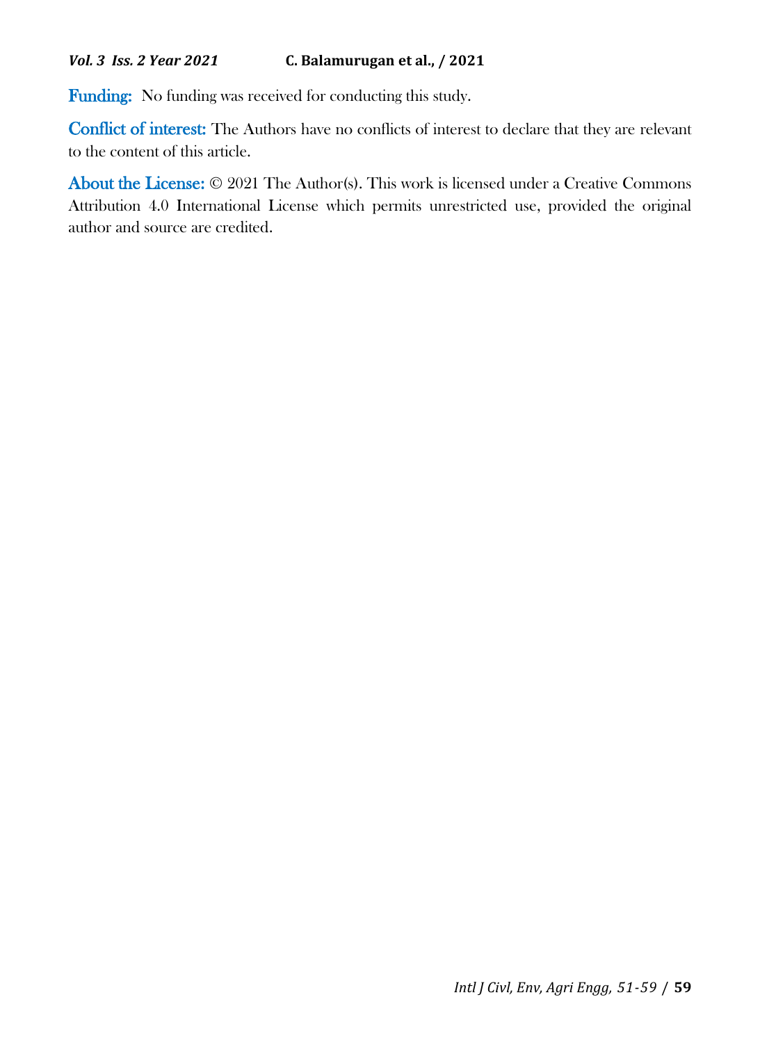**Funding:** No funding was received for conducting this study.

**Conflict of interest:** The Authors have no conflicts of interest to declare that they are relevant to the content of this article.

**About the License:** © 2021 The Author(s). This work is licensed under a Creative Commons Attribution 4.0 International License which permits unrestricted use, provided the original author and source are credited.